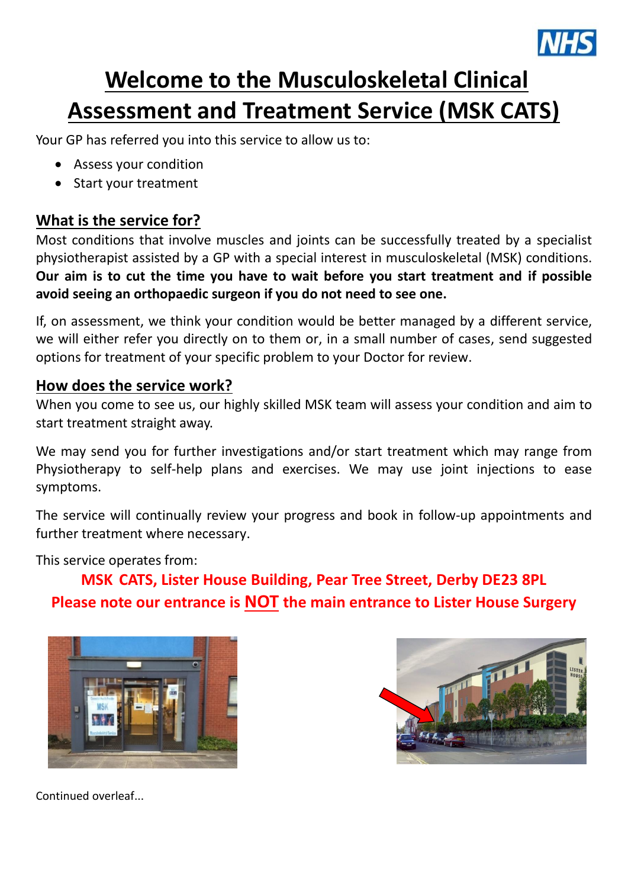# Welcome to the Musculoskeletal Clinical Assessment and Treatment Service (MSK CATS)

Your GP has referred you into this service to allow us to:

- Assess your condition
- Start your treatment

## What is the service for?

Most conditions that involve muscles and joints can be successfully treated by a specialist physiotherapist assisted by a GP with a special interest in musculoskeletal (MSK) conditions. **Our aim is to cut the time you have to wait before you start treatment and if possible avoid seeing an orthopaedic surgeon if you do not need to see one.**

If, on assessment, we think your condition would be better managed by a different service, we will either refer you directly on to them or, in a small number of cases, send suggested options for treatment of your specific problem to your Doctor for review.

## How does the service work?

When you come to see us, our highly skilled MSK team will assess your condition and aim to start treatment straight away.

We may send you for further investigations and/or start treatment which may range from Physiotherapy to self-help plans and exercises. We may use joint injections to ease symptoms.

The service will continually review your progress and book in follow-up appointments and further treatment where necessary.

This service operates from:

**MSK CATS, Lister House Building, Pear Tree Street, Derby DE23 8PL**

**Please note our entrance is <u>NOT</u> the main entrance to Lister House Surgery**

Continued overleaf...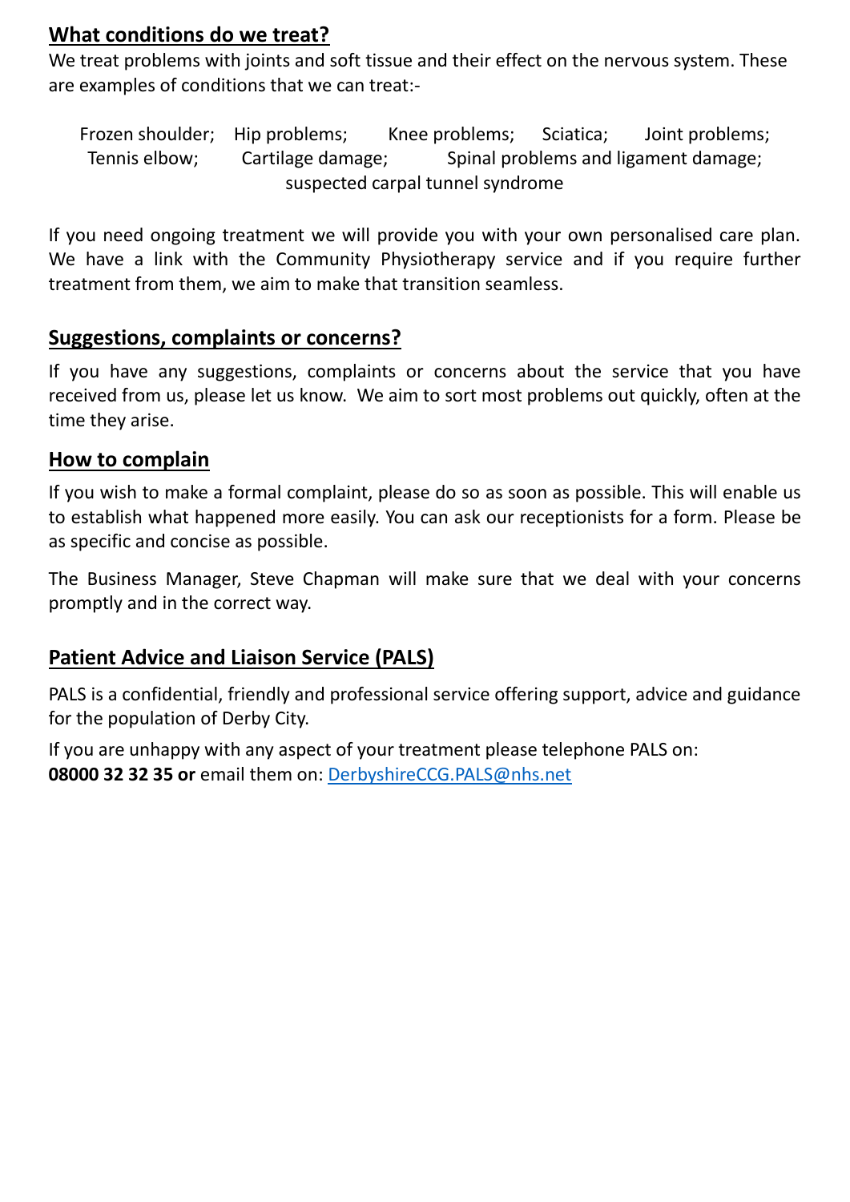## What conditions do we treat?

We treat problems with joints and soft tissue and their effect on the nervous system. These are examples of conditions that we can treat:-

Frozen shoulder; Hip problems; Knee problems; Sciatica; Joint problems; Tennis elbow; Cartilage damage; Spinal problems and ligament damage; suspected carpal tunnel syndrome

If you need ongoing treatment we will provide you with your own personalised care plan. We have a link with the Community Physiotherapy service and if you require further treatment from them, we aim to make that transition seamless.

## Suggestions, complaints or concerns?

If you have any suggestions, complaints or concerns about the service that you have received from us, please let us know. We aim to sort most problems out quickly, often at the time they arise.

## How to complain

If you wish to make a formal complaint, please do so as soon as possible. This will enable us to establish what happened more easily. You can ask our receptionists for a form. Please be as specific and concise as possible.

The Business Manager, Steve Chapman will make sure that we deal with your concerns promptly and in the correct way.

## Patient Advice and Liaison Service (PALS)

PALS is a confidential, friendly and professional service offering support, advice and guidance for the population of Derby City.

If you are unhappy with any aspect of your treatment please telephone PALS on:
**08000 32 32 35 or** email them on: DerbyshireCCG.PALS@nhs.net